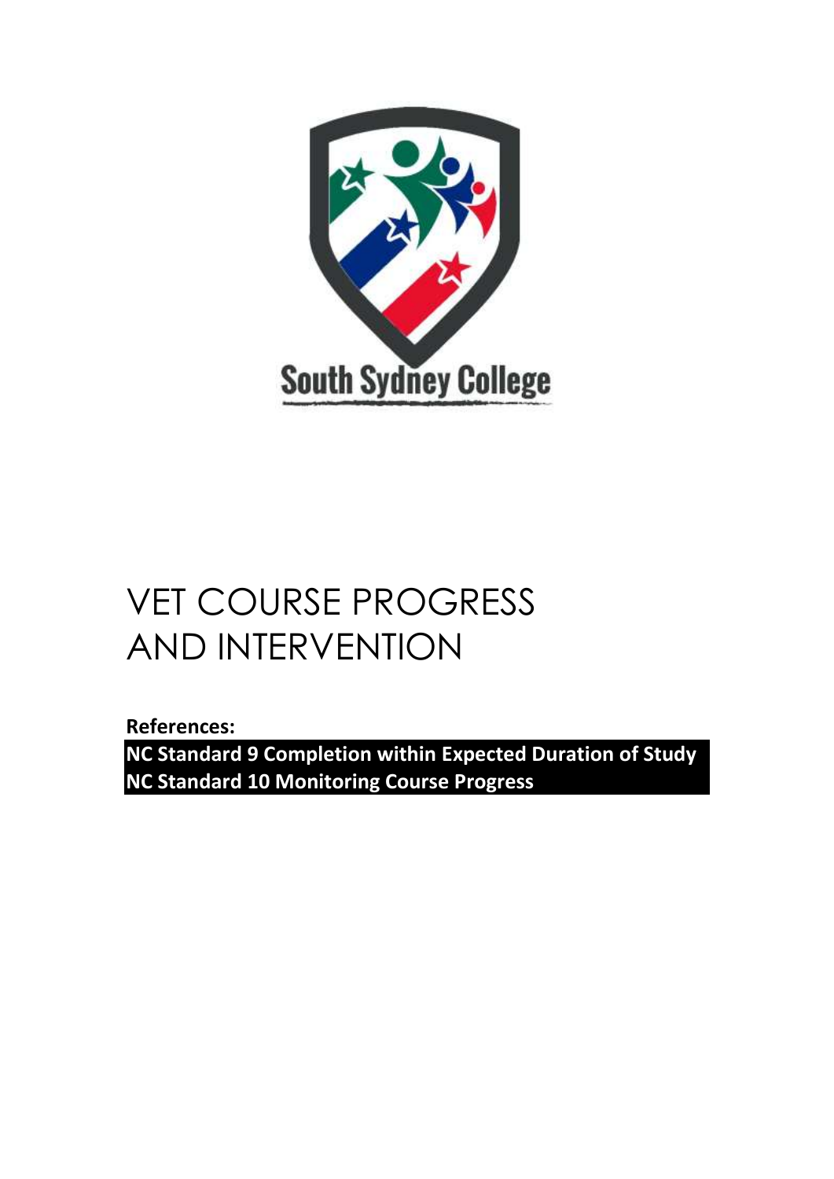South Sydney College

# VET COURSE PROGRESS AND INTERVENTION

**References:**

**NC Standard 9 Completion within Expected Duration of Study**
**NC Standard 10 Monitoring Course Progress**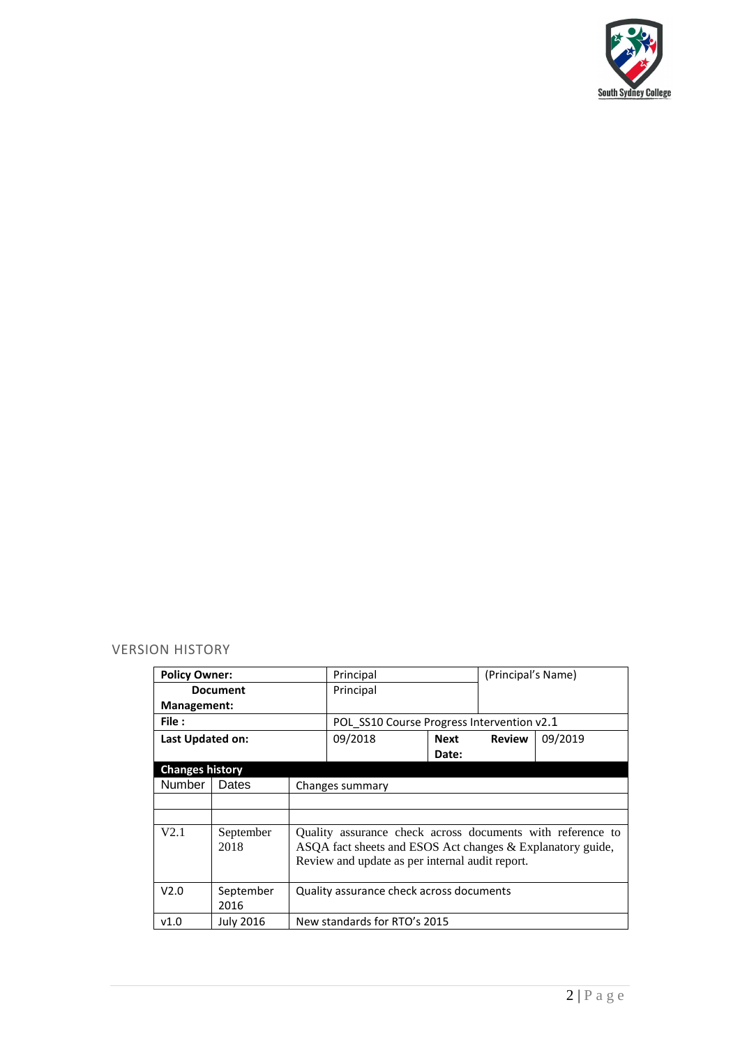## VERSION HISTORY

| **Policy Owner:** | Principal | | (Principal's Name) |
|---|---|---|---|
| **Document Management:** | Principal | | |
| **File :** | POL_SS10 Course Progress Intervention v2.1 | | |
| **Last Updated on:** | 09/2018 | **Next Review Date:** | 09/2019 |

| **Changes history** | | |
|---|---|---|
| Number | Dates | Changes summary |
| | | |
| | | |
| V2.1 | September 2018 | Quality assurance check across documents with reference to ASQA fact sheets and ESOS Act changes & Explanatory guide, Review and update as per internal audit report. |
| V2.0 | September 2016 | Quality assurance check across documents |
| v1.0 | July 2016 | New standards for RTO's 2015 |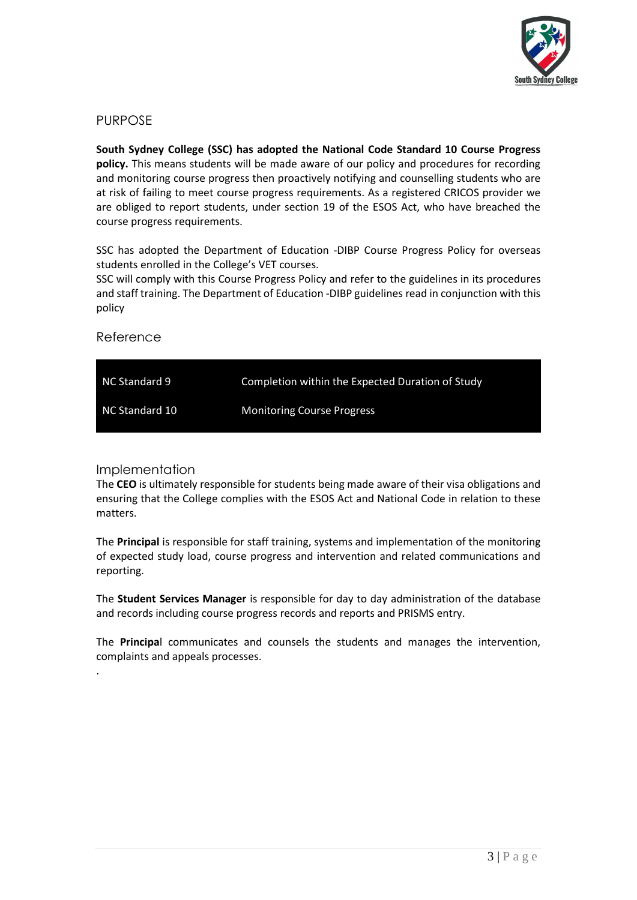## PURPOSE

**South Sydney College (SSC) has adopted the National Code Standard 10 Course Progress policy.** This means students will be made aware of our policy and procedures for recording and monitoring course progress then proactively notifying and counselling students who are at risk of failing to meet course progress requirements. As a registered CRICOS provider we are obliged to report students, under section 19 of the ESOS Act, who have breached the course progress requirements.

SSC has adopted the Department of Education -DIBP Course Progress Policy for overseas students enrolled in the College's VET courses.
SSC will comply with this Course Progress Policy and refer to the guidelines in its procedures and staff training. The Department of Education -DIBP guidelines read in conjunction with this policy

## Reference

| | |
|---|---|
| NC Standard 9 | Completion within the Expected Duration of Study |
| NC Standard 10 | Monitoring Course Progress |

## Implementation

The **CEO** is ultimately responsible for students being made aware of their visa obligations and ensuring that the College complies with the ESOS Act and National Code in relation to these matters.

The **Principal** is responsible for staff training, systems and implementation of the monitoring of expected study load, course progress and intervention and related communications and reporting.

The **Student Services Manager** is responsible for day to day administration of the database and records including course progress records and reports and PRISMS entry.

The **Principal** communicates and counsels the students and manages the intervention, complaints and appeals processes.

.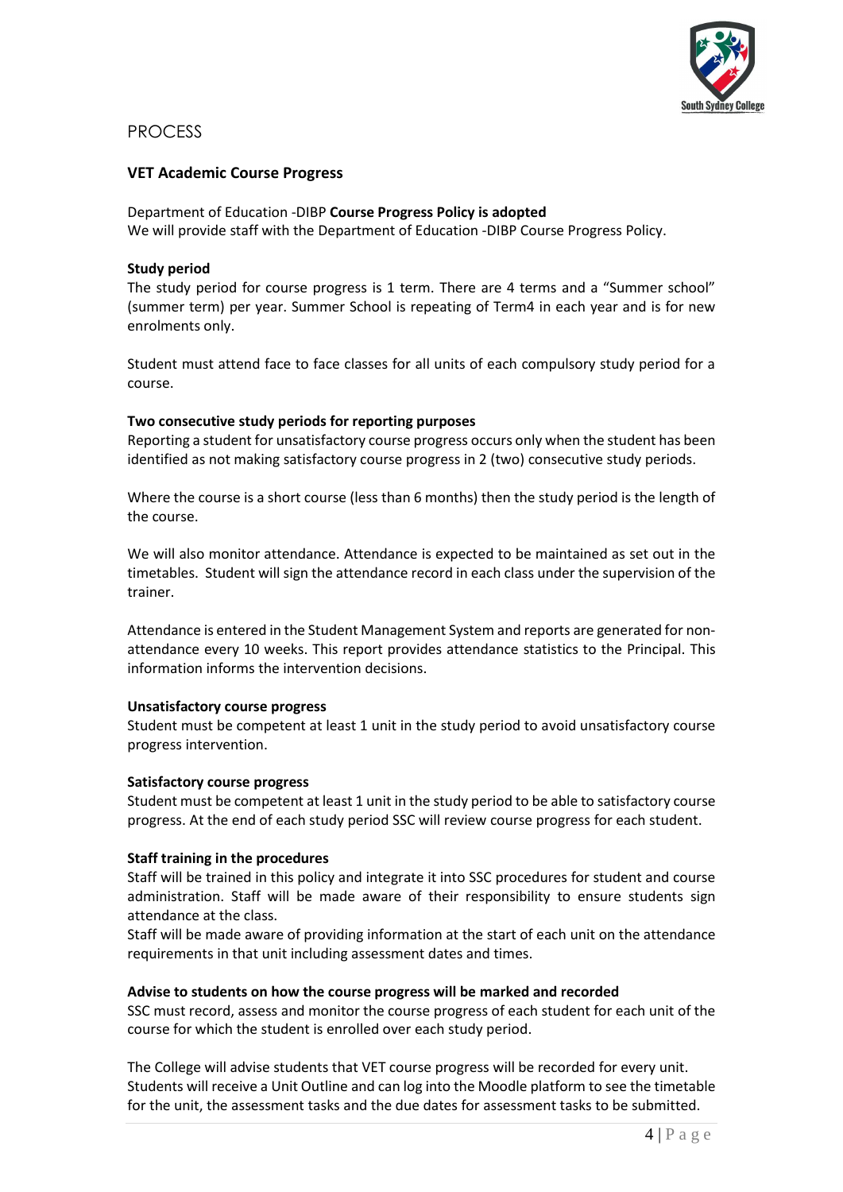# PROCESS

## VET Academic Course Progress

Department of Education -DIBP **Course Progress Policy is adopted**
We will provide staff with the Department of Education -DIBP Course Progress Policy.

**Study period**
The study period for course progress is 1 term. There are 4 terms and a "Summer school" (summer term) per year. Summer School is repeating of Term4 in each year and is for new enrolments only.

Student must attend face to face classes for all units of each compulsory study period for a course.

**Two consecutive study periods for reporting purposes**
Reporting a student for unsatisfactory course progress occurs only when the student has been identified as not making satisfactory course progress in 2 (two) consecutive study periods.

Where the course is a short course (less than 6 months) then the study period is the length of the course.

We will also monitor attendance. Attendance is expected to be maintained as set out in the timetables. Student will sign the attendance record in each class under the supervision of the trainer.

Attendance is entered in the Student Management System and reports are generated for non-attendance every 10 weeks. This report provides attendance statistics to the Principal. This information informs the intervention decisions.

**Unsatisfactory course progress**
Student must be competent at least 1 unit in the study period to avoid unsatisfactory course progress intervention.

**Satisfactory course progress**
Student must be competent at least 1 unit in the study period to be able to satisfactory course progress. At the end of each study period SSC will review course progress for each student.

**Staff training in the procedures**
Staff will be trained in this policy and integrate it into SSC procedures for student and course administration. Staff will be made aware of their responsibility to ensure students sign attendance at the class.
Staff will be made aware of providing information at the start of each unit on the attendance requirements in that unit including assessment dates and times.

**Advise to students on how the course progress will be marked and recorded**
SSC must record, assess and monitor the course progress of each student for each unit of the course for which the student is enrolled over each study period.

The College will advise students that VET course progress will be recorded for every unit. Students will receive a Unit Outline and can log into the Moodle platform to see the timetable for the unit, the assessment tasks and the due dates for assessment tasks to be submitted.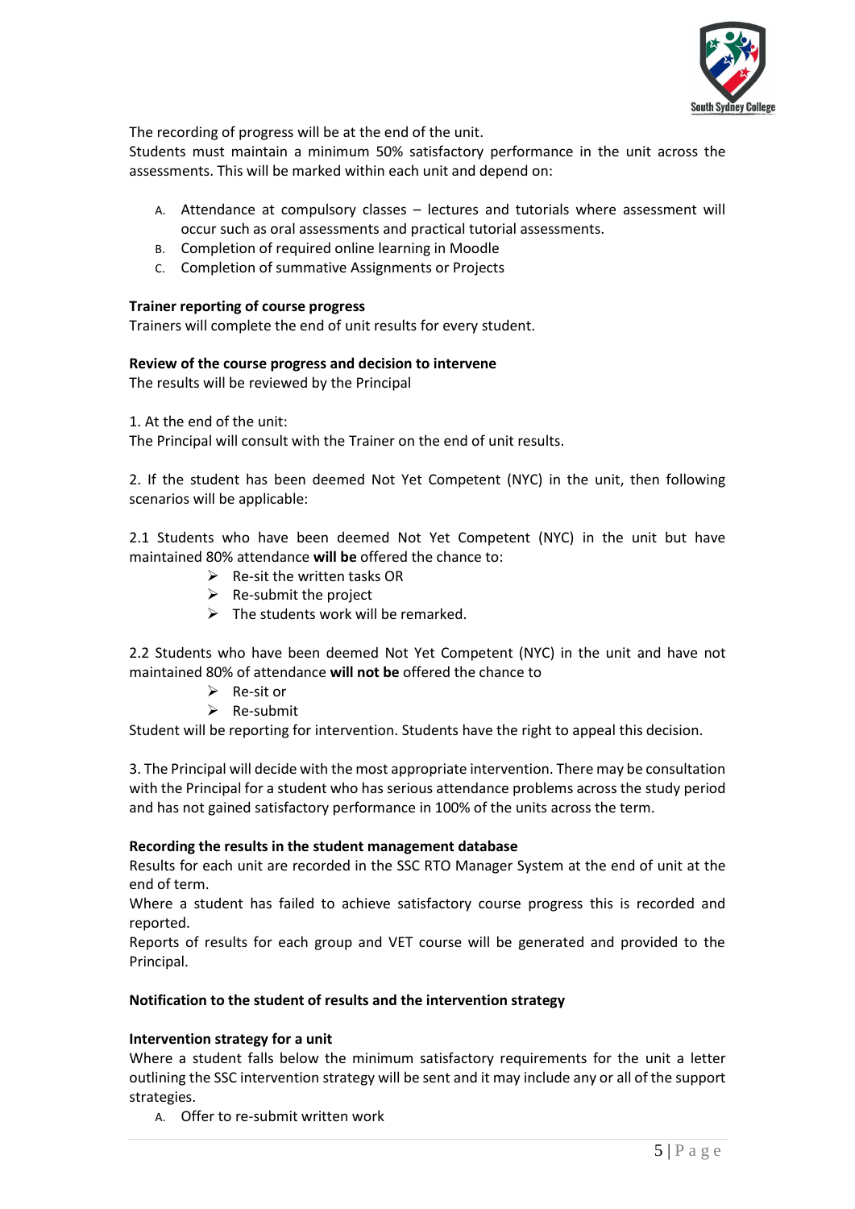The recording of progress will be at the end of the unit.
Students must maintain a minimum 50% satisfactory performance in the unit across the assessments. This will be marked within each unit and depend on:

A. Attendance at compulsory classes – lectures and tutorials where assessment will occur such as oral assessments and practical tutorial assessments.
B. Completion of required online learning in Moodle
C. Completion of summative Assignments or Projects

**Trainer reporting of course progress**
Trainers will complete the end of unit results for every student.

**Review of the course progress and decision to intervene**
The results will be reviewed by the Principal

1. At the end of the unit:
The Principal will consult with the Trainer on the end of unit results.

2. If the student has been deemed Not Yet Competent (NYC) in the unit, then following scenarios will be applicable:

2.1 Students who have been deemed Not Yet Competent (NYC) in the unit but have maintained 80% attendance **will be** offered the chance to:

- Re-sit the written tasks OR
- Re-submit the project
- The students work will be remarked.

2.2 Students who have been deemed Not Yet Competent (NYC) in the unit and have not maintained 80% of attendance **will not be** offered the chance to

- Re-sit or
- Re-submit

Student will be reporting for intervention. Students have the right to appeal this decision.

3. The Principal will decide with the most appropriate intervention. There may be consultation with the Principal for a student who has serious attendance problems across the study period and has not gained satisfactory performance in 100% of the units across the term.

**Recording the results in the student management database**
Results for each unit are recorded in the SSC RTO Manager System at the end of unit at the end of term.
Where a student has failed to achieve satisfactory course progress this is recorded and reported.
Reports of results for each group and VET course will be generated and provided to the Principal.

**Notification to the student of results and the intervention strategy**

**Intervention strategy for a unit**
Where a student falls below the minimum satisfactory requirements for the unit a letter outlining the SSC intervention strategy will be sent and it may include any or all of the support strategies.

A. Offer to re-submit written work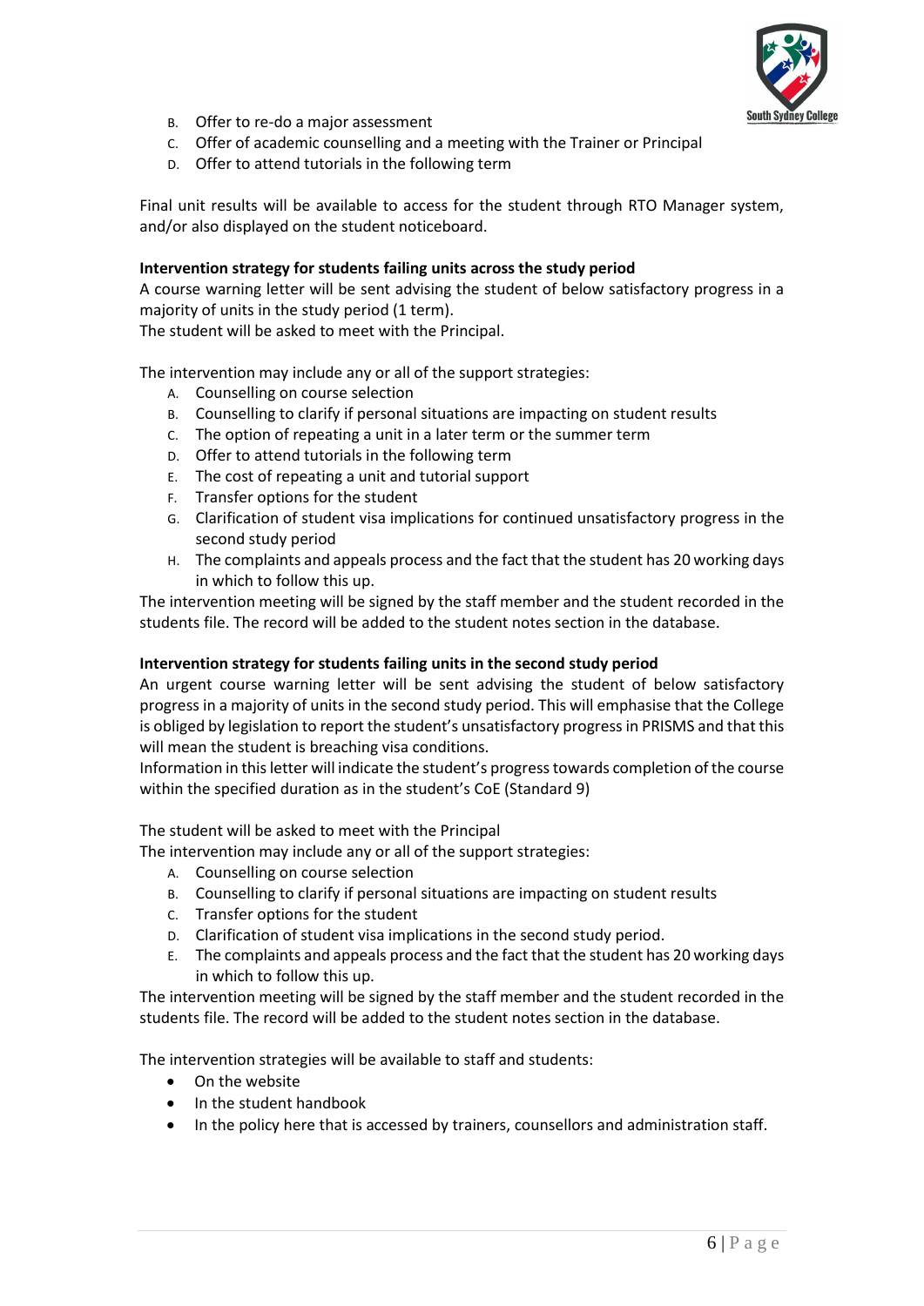B. Offer to re-do a major assessment
C. Offer of academic counselling and a meeting with the Trainer or Principal
D. Offer to attend tutorials in the following term

Final unit results will be available to access for the student through RTO Manager system, and/or also displayed on the student noticeboard.

**Intervention strategy for students failing units across the study period**

A course warning letter will be sent advising the student of below satisfactory progress in a majority of units in the study period (1 term).
The student will be asked to meet with the Principal.

The intervention may include any or all of the support strategies:

A. Counselling on course selection
B. Counselling to clarify if personal situations are impacting on student results
C. The option of repeating a unit in a later term or the summer term
D. Offer to attend tutorials in the following term
E. The cost of repeating a unit and tutorial support
F. Transfer options for the student
G. Clarification of student visa implications for continued unsatisfactory progress in the second study period
H. The complaints and appeals process and the fact that the student has 20 working days in which to follow this up.

The intervention meeting will be signed by the staff member and the student recorded in the students file. The record will be added to the student notes section in the database.

**Intervention strategy for students failing units in the second study period**

An urgent course warning letter will be sent advising the student of below satisfactory progress in a majority of units in the second study period. This will emphasise that the College is obliged by legislation to report the student's unsatisfactory progress in PRISMS and that this will mean the student is breaching visa conditions.
Information in this letter will indicate the student's progress towards completion of the course within the specified duration as in the student's CoE (Standard 9)

The student will be asked to meet with the Principal
The intervention may include any or all of the support strategies:

A. Counselling on course selection
B. Counselling to clarify if personal situations are impacting on student results
C. Transfer options for the student
D. Clarification of student visa implications in the second study period.
E. The complaints and appeals process and the fact that the student has 20 working days in which to follow this up.

The intervention meeting will be signed by the staff member and the student recorded in the students file. The record will be added to the student notes section in the database.

The intervention strategies will be available to staff and students:

- On the website
- In the student handbook
- In the policy here that is accessed by trainers, counsellors and administration staff.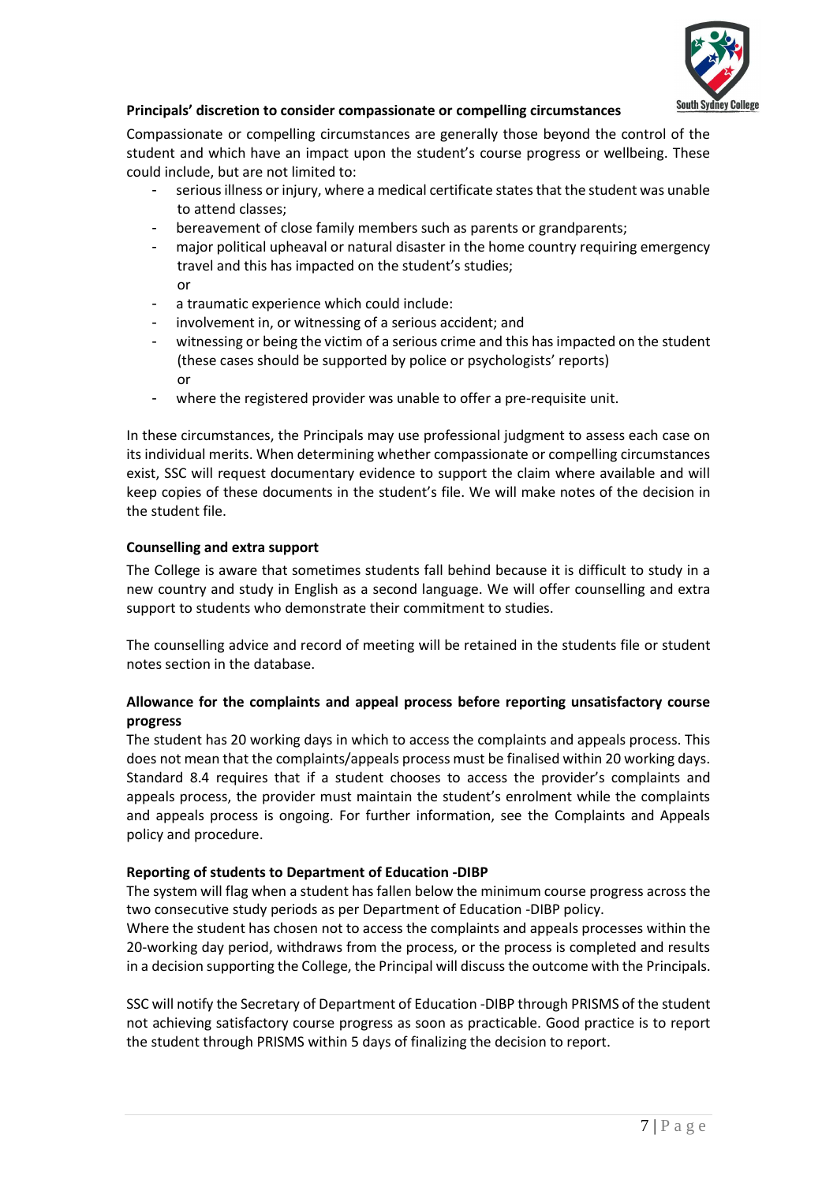**Principals' discretion to consider compassionate or compelling circumstances**

Compassionate or compelling circumstances are generally those beyond the control of the student and which have an impact upon the student's course progress or wellbeing. These could include, but are not limited to:

- serious illness or injury, where a medical certificate states that the student was unable to attend classes;
- bereavement of close family members such as parents or grandparents;
- major political upheaval or natural disaster in the home country requiring emergency travel and this has impacted on the student's studies;
  or
- a traumatic experience which could include:
- involvement in, or witnessing of a serious accident; and
- witnessing or being the victim of a serious crime and this has impacted on the student (these cases should be supported by police or psychologists' reports)
  or
- where the registered provider was unable to offer a pre-requisite unit.

In these circumstances, the Principals may use professional judgment to assess each case on its individual merits. When determining whether compassionate or compelling circumstances exist, SSC will request documentary evidence to support the claim where available and will keep copies of these documents in the student's file. We will make notes of the decision in the student file.

**Counselling and extra support**

The College is aware that sometimes students fall behind because it is difficult to study in a new country and study in English as a second language. We will offer counselling and extra support to students who demonstrate their commitment to studies.

The counselling advice and record of meeting will be retained in the students file or student notes section in the database.

**Allowance for the complaints and appeal process before reporting unsatisfactory course progress**

The student has 20 working days in which to access the complaints and appeals process. This does not mean that the complaints/appeals process must be finalised within 20 working days. Standard 8.4 requires that if a student chooses to access the provider's complaints and appeals process, the provider must maintain the student's enrolment while the complaints and appeals process is ongoing. For further information, see the Complaints and Appeals policy and procedure.

**Reporting of students to Department of Education -DIBP**

The system will flag when a student has fallen below the minimum course progress across the two consecutive study periods as per Department of Education -DIBP policy.
Where the student has chosen not to access the complaints and appeals processes within the 20-working day period, withdraws from the process, or the process is completed and results in a decision supporting the College, the Principal will discuss the outcome with the Principals.

SSC will notify the Secretary of Department of Education -DIBP through PRISMS of the student not achieving satisfactory course progress as soon as practicable. Good practice is to report the student through PRISMS within 5 days of finalizing the decision to report.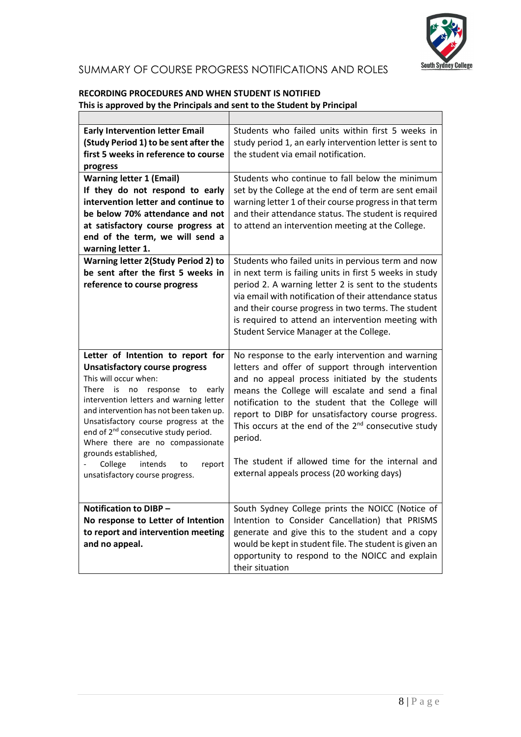## SUMMARY OF COURSE PROGRESS NOTIFICATIONS AND ROLES

**RECORDING PROCEDURES AND WHEN STUDENT IS NOTIFIED**
**This is approved by the Principals and sent to the Student by Principal**

| | |
|---|---|
| **Early Intervention letter Email (Study Period 1) to be sent after the first 5 weeks in reference to course progress** | Students who failed units within first 5 weeks in study period 1, an early intervention letter is sent to the student via email notification. |
| **Warning letter 1 (Email)** **If they do not respond to early intervention letter and continue to be below 70% attendance and not at satisfactory course progress at end of the term, we will send a warning letter 1.** | Students who continue to fall below the minimum set by the College at the end of term are sent email warning letter 1 of their course progress in that term and their attendance status. The student is required to attend an intervention meeting at the College. |
| **Warning letter 2(Study Period 2) to be sent after the first 5 weeks in reference to course progress** | Students who failed units in pervious term and now in next term is failing units in first 5 weeks in study period 2. A warning letter 2 is sent to the students via email with notification of their attendance status and their course progress in two terms. The student is required to attend an intervention meeting with Student Service Manager at the College. |
| **Letter of Intention to report for Unsatisfactory course progress** This will occur when: There is no response to early intervention letters and warning letter and intervention has not been taken up. Unsatisfactory course progress at the end of 2nd consecutive study period. Where there are no compassionate grounds established, - College intends to report unsatisfactory course progress. | No response to the early intervention and warning letters and offer of support through intervention and no appeal process initiated by the students means the College will escalate and send a final notification to the student that the College will report to DIBP for unsatisfactory course progress. This occurs at the end of the 2nd consecutive study period. The student if allowed time for the internal and external appeals process (20 working days) |
| **Notification to DIBP – No response to Letter of Intention to report and intervention meeting and no appeal.** | South Sydney College prints the NOICC (Notice of Intention to Consider Cancellation) that PRISMS generate and give this to the student and a copy would be kept in student file. The student is given an opportunity to respond to the NOICC and explain their situation |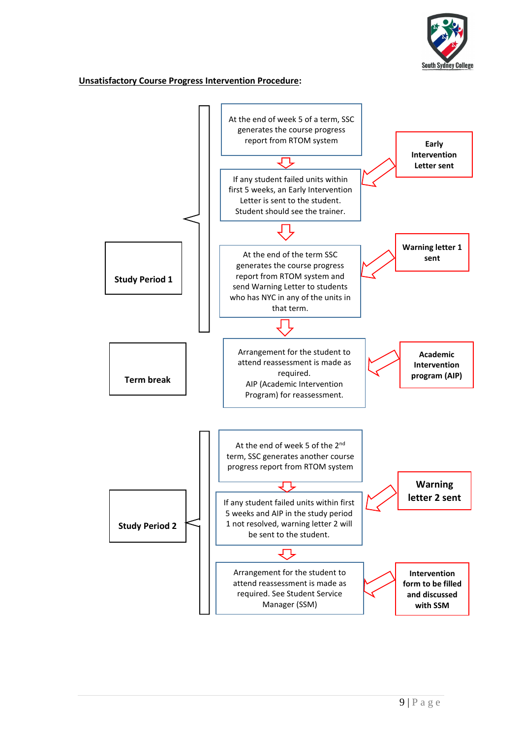**Unsatisfactory Course Progress Intervention Procedure:**

**Study Period 1**

At the end of week 5 of a term, SSC generates the course progress report from RTOM system

If any student failed units within first 5 weeks, an Early Intervention Letter is sent to the student. Student should see the trainer.

**Early Intervention Letter sent**

At the end of the term SSC generates the course progress report from RTOM system and send Warning Letter to students who has NYC in any of the units in that term.

**Warning letter 1 sent**

**Term break**

Arrangement for the student to attend reassessment is made as required.
AIP (Academic Intervention Program) for reassessment.

**Academic Intervention program (AIP)**

**Study Period 2**

At the end of week 5 of the 2nd term, SSC generates another course progress report from RTOM system

If any student failed units within first 5 weeks and AIP in the study period 1 not resolved, warning letter 2 will be sent to the student.

**Warning letter 2 sent**

Arrangement for the student to attend reassessment is made as required. See Student Service Manager (SSM)

**Intervention form to be filled and discussed with SSM**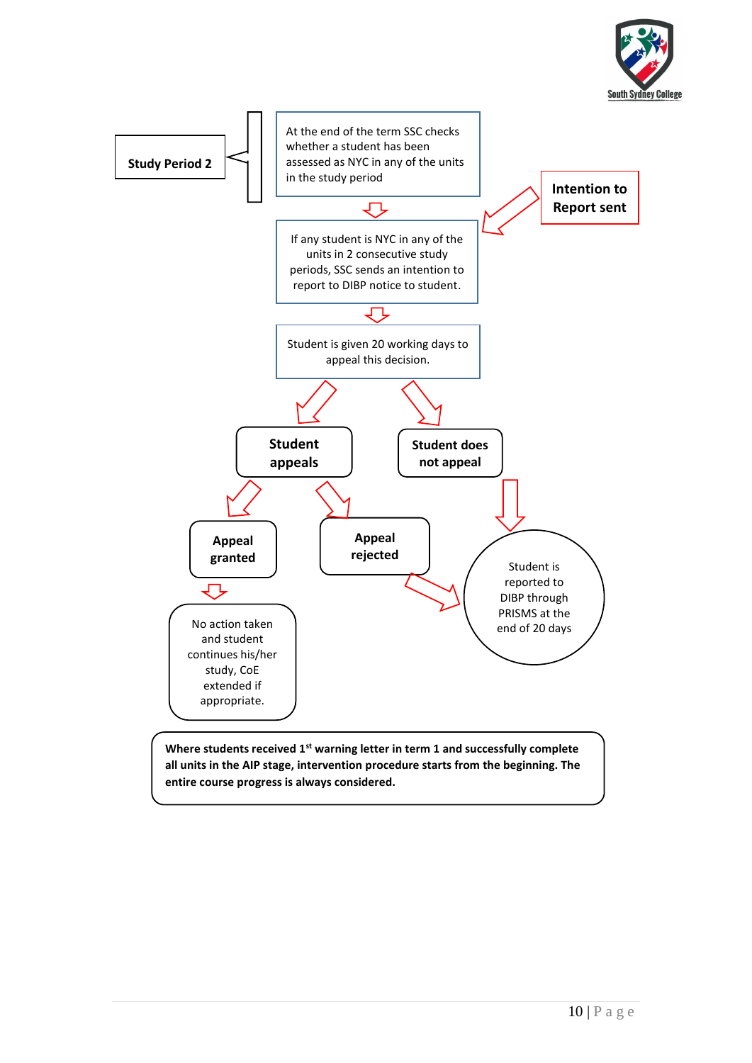**Study Period 2**

At the end of the term SSC checks whether a student has been assessed as NYC in any of the units in the study period

**Intention to Report sent**

If any student is NYC in any of the units in 2 consecutive study periods, SSC sends an intention to report to DIBP notice to student.

Student is given 20 working days to appeal this decision.

**Student appeals**

**Student does not appeal**

**Appeal granted**

**Appeal rejected**

No action taken and student continues his/her study, CoE extended if appropriate.

Student is reported to DIBP through PRISMS at the end of 20 days

**Where students received 1st warning letter in term 1 and successfully complete all units in the AIP stage, intervention procedure starts from the beginning. The entire course progress is always considered.**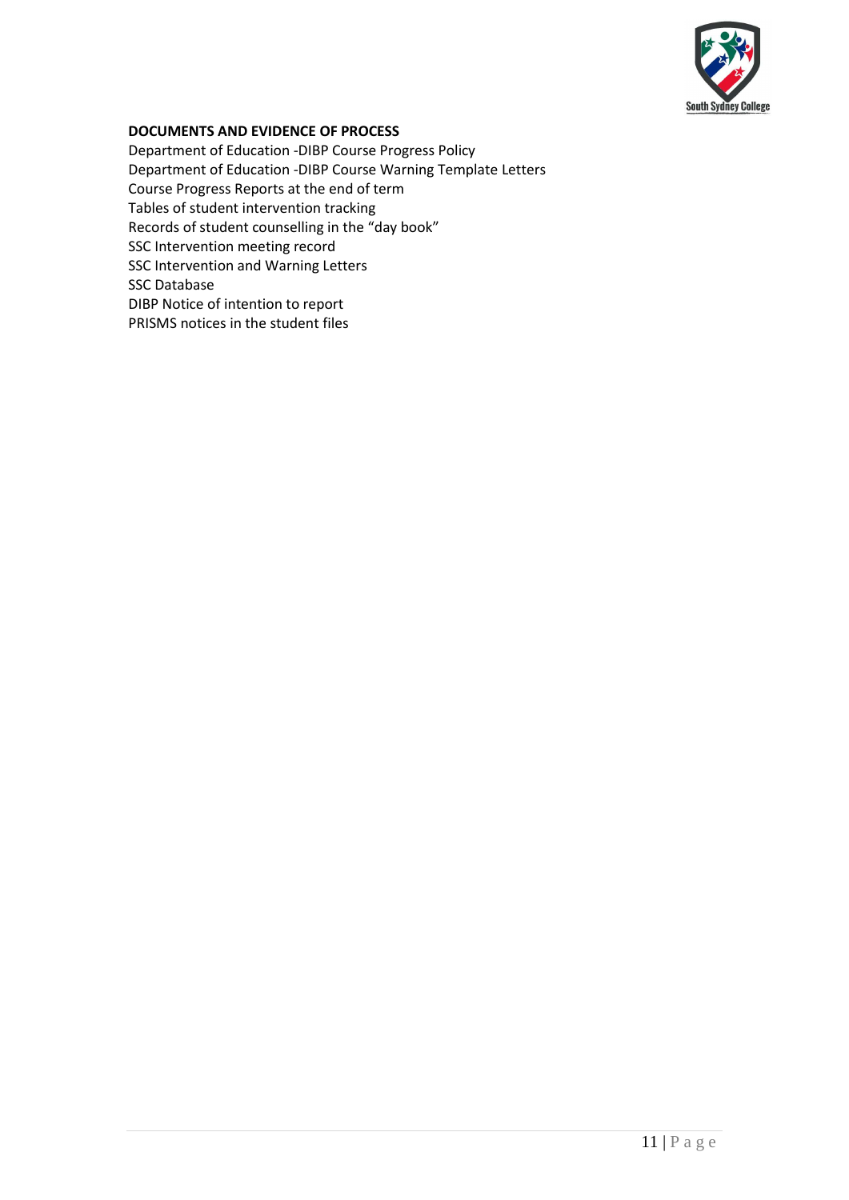**DOCUMENTS AND EVIDENCE OF PROCESS**

Department of Education -DIBP Course Progress Policy
Department of Education -DIBP Course Warning Template Letters
Course Progress Reports at the end of term
Tables of student intervention tracking
Records of student counselling in the "day book"
SSC Intervention meeting record
SSC Intervention and Warning Letters
SSC Database
DIBP Notice of intention to report
PRISMS notices in the student files